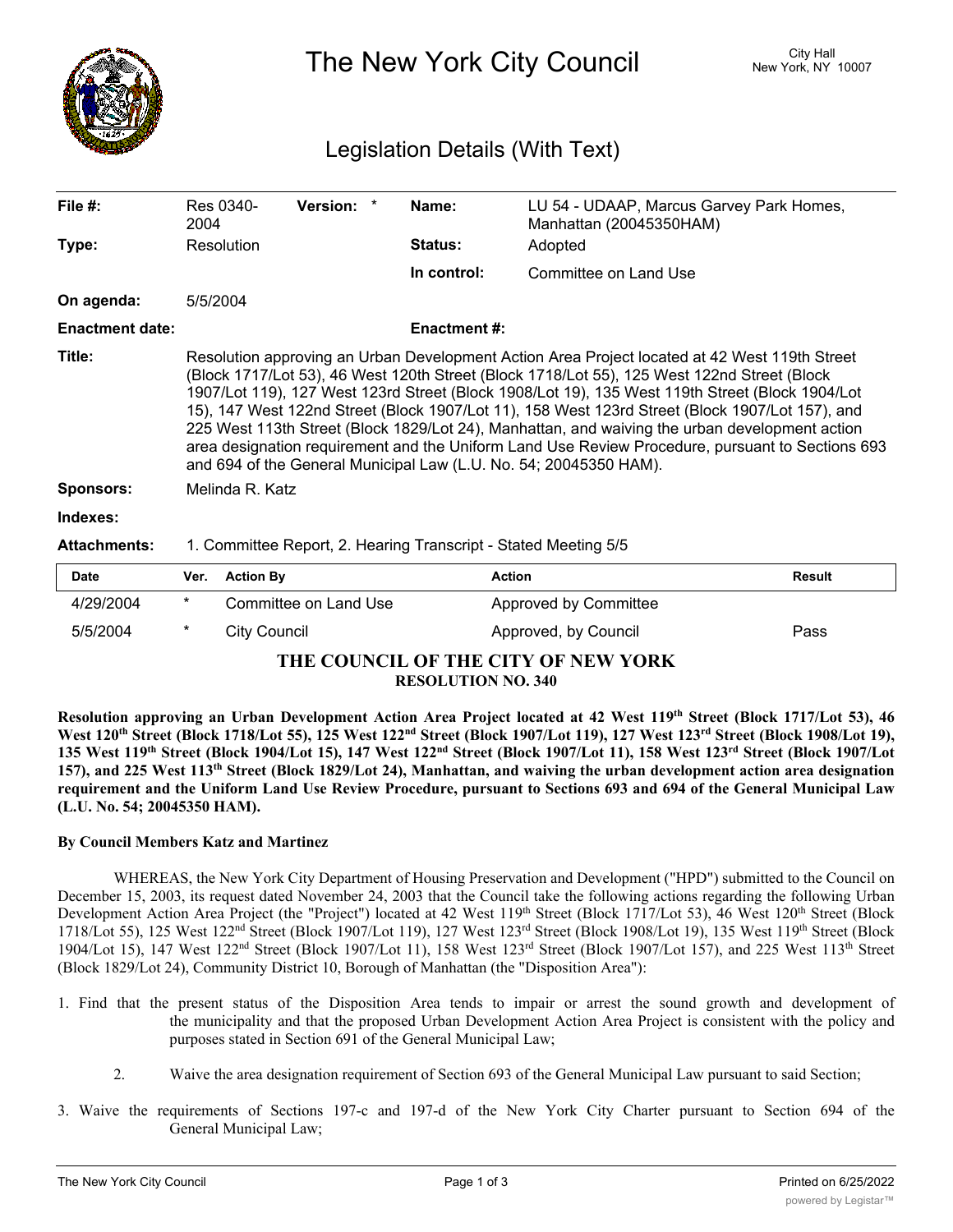# The New York City Council

City Hall
New York, NY 10007

## Legislation Details (With Text)

| | | | |
|---|---|---|---|
| **File #:** | Res 0340-2004 **Version:** * | **Name:** | LU 54 - UDAAP, Marcus Garvey Park Homes, Manhattan (20045350HAM) |
| **Type:** | Resolution | **Status:** | Adopted |
| | | **In control:** | Committee on Land Use |
| **On agenda:** | 5/5/2004 | | |
| **Enactment date:** | | **Enactment #:** | |

**Title:** Resolution approving an Urban Development Action Area Project located at 42 West 119th Street (Block 1717/Lot 53), 46 West 120th Street (Block 1718/Lot 55), 125 West 122nd Street (Block 1907/Lot 119), 127 West 123rd Street (Block 1908/Lot 19), 135 West 119th Street (Block 1904/Lot 15), 147 West 122nd Street (Block 1907/Lot 11), 158 West 123rd Street (Block 1907/Lot 157), and 225 West 113th Street (Block 1829/Lot 24), Manhattan, and waiving the urban development action area designation requirement and the Uniform Land Use Review Procedure, pursuant to Sections 693 and 694 of the General Municipal Law (L.U. No. 54; 20045350 HAM).

**Sponsors:** Melinda R. Katz

**Indexes:**

**Attachments:** 1. Committee Report, 2. Hearing Transcript - Stated Meeting 5/5

| Date | Ver. | Action By | Action | Result |
|---|---|---|---|---|
| 4/29/2004 | * | Committee on Land Use | Approved by Committee | |
| 5/5/2004 | * | City Council | Approved, by Council | Pass |

**THE COUNCIL OF THE CITY OF NEW YORK**
**RESOLUTION NO. 340**

**Resolution approving an Urban Development Action Area Project located at 42 West 119th Street (Block 1717/Lot 53), 46 West 120th Street (Block 1718/Lot 55), 125 West 122nd Street (Block 1907/Lot 119), 127 West 123rd Street (Block 1908/Lot 19), 135 West 119th Street (Block 1904/Lot 15), 147 West 122nd Street (Block 1907/Lot 11), 158 West 123rd Street (Block 1907/Lot 157), and 225 West 113th Street (Block 1829/Lot 24), Manhattan, and waiving the urban development action area designation requirement and the Uniform Land Use Review Procedure, pursuant to Sections 693 and 694 of the General Municipal Law (L.U. No. 54; 20045350 HAM).**

**By Council Members Katz and Martinez**

WHEREAS, the New York City Department of Housing Preservation and Development ("HPD") submitted to the Council on December 15, 2003, its request dated November 24, 2003 that the Council take the following actions regarding the following Urban Development Action Area Project (the "Project") located at 42 West 119th Street (Block 1717/Lot 53), 46 West 120th Street (Block 1718/Lot 55), 125 West 122nd Street (Block 1907/Lot 119), 127 West 123rd Street (Block 1908/Lot 19), 135 West 119th Street (Block 1904/Lot 15), 147 West 122nd Street (Block 1907/Lot 11), 158 West 123rd Street (Block 1907/Lot 157), and 225 West 113th Street (Block 1829/Lot 24), Community District 10, Borough of Manhattan (the "Disposition Area"):

1. Find that the present status of the Disposition Area tends to impair or arrest the sound growth and development of the municipality and that the proposed Urban Development Action Area Project is consistent with the policy and purposes stated in Section 691 of the General Municipal Law;

2. Waive the area designation requirement of Section 693 of the General Municipal Law pursuant to said Section;

3. Waive the requirements of Sections 197-c and 197-d of the New York City Charter pursuant to Section 694 of the General Municipal Law;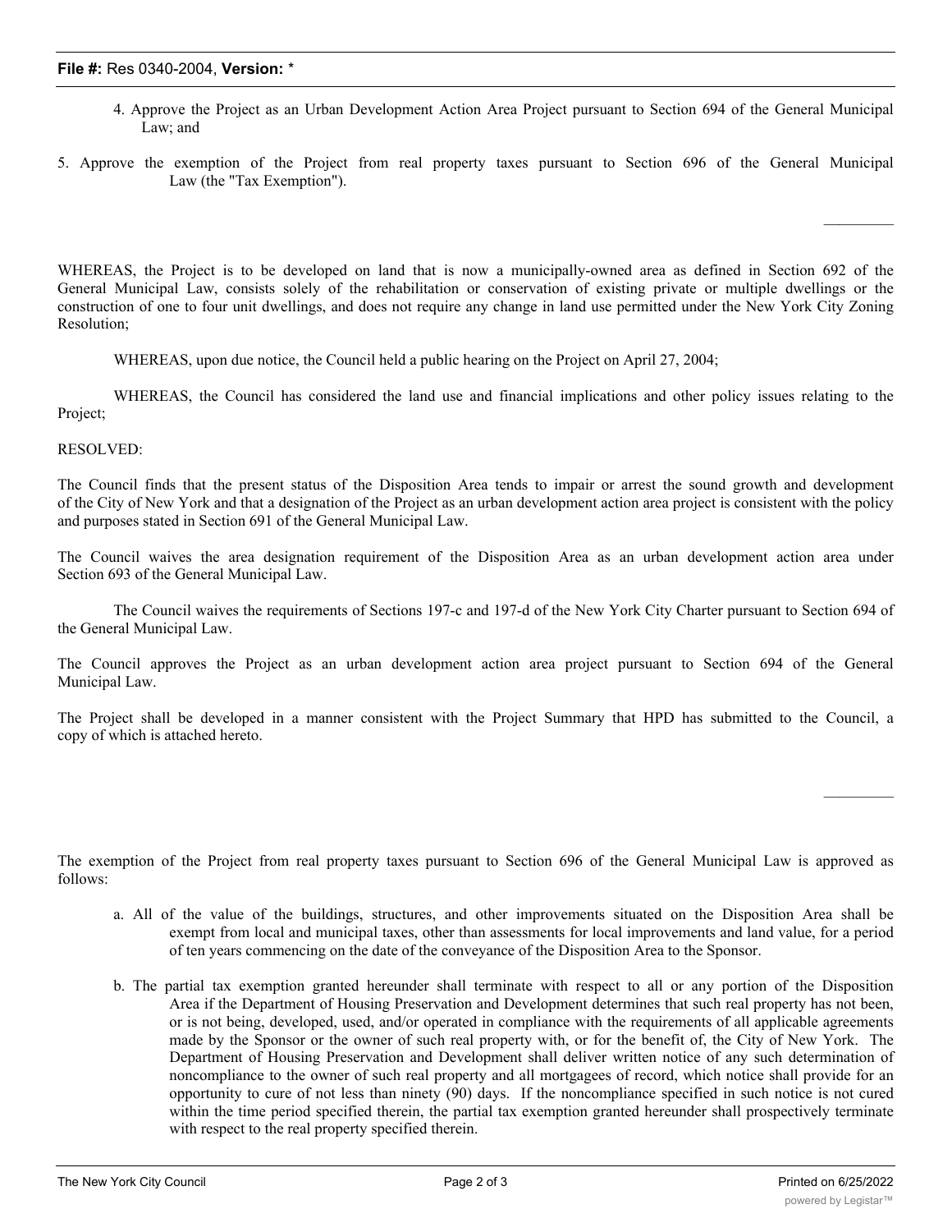4. Approve the Project as an Urban Development Action Area Project pursuant to Section 694 of the General Municipal Law; and

5. Approve the exemption of the Project from real property taxes pursuant to Section 696 of the General Municipal Law (the "Tax Exemption").

WHEREAS, the Project is to be developed on land that is now a municipally-owned area as defined in Section 692 of the General Municipal Law, consists solely of the rehabilitation or conservation of existing private or multiple dwellings or the construction of one to four unit dwellings, and does not require any change in land use permitted under the New York City Zoning Resolution;

WHEREAS, upon due notice, the Council held a public hearing on the Project on April 27, 2004;

WHEREAS, the Council has considered the land use and financial implications and other policy issues relating to the Project;

RESOLVED:

The Council finds that the present status of the Disposition Area tends to impair or arrest the sound growth and development of the City of New York and that a designation of the Project as an urban development action area project is consistent with the policy and purposes stated in Section 691 of the General Municipal Law.

The Council waives the area designation requirement of the Disposition Area as an urban development action area under Section 693 of the General Municipal Law.

The Council waives the requirements of Sections 197-c and 197-d of the New York City Charter pursuant to Section 694 of the General Municipal Law.

The Council approves the Project as an urban development action area project pursuant to Section 694 of the General Municipal Law.

The Project shall be developed in a manner consistent with the Project Summary that HPD has submitted to the Council, a copy of which is attached hereto.

The exemption of the Project from real property taxes pursuant to Section 696 of the General Municipal Law is approved as follows:

a. All of the value of the buildings, structures, and other improvements situated on the Disposition Area shall be exempt from local and municipal taxes, other than assessments for local improvements and land value, for a period of ten years commencing on the date of the conveyance of the Disposition Area to the Sponsor.

b. The partial tax exemption granted hereunder shall terminate with respect to all or any portion of the Disposition Area if the Department of Housing Preservation and Development determines that such real property has not been, or is not being, developed, used, and/or operated in compliance with the requirements of all applicable agreements made by the Sponsor or the owner of such real property with, or for the benefit of, the City of New York. The Department of Housing Preservation and Development shall deliver written notice of any such determination of noncompliance to the owner of such real property and all mortgagees of record, which notice shall provide for an opportunity to cure of not less than ninety (90) days. If the noncompliance specified in such notice is not cured within the time period specified therein, the partial tax exemption granted hereunder shall prospectively terminate with respect to the real property specified therein.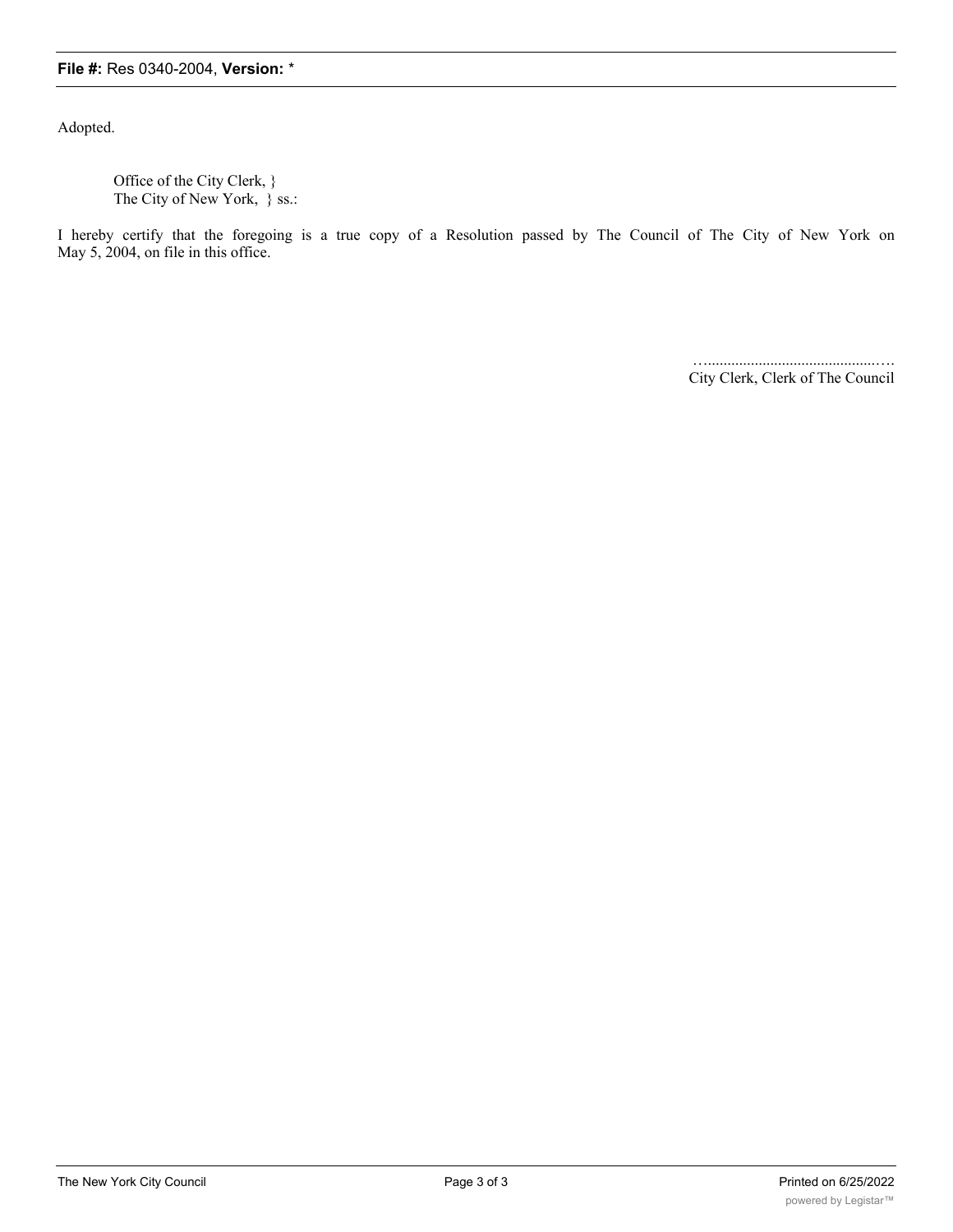Adopted.

Office of the City Clerk, }
The City of New York, } ss.:

I hereby certify that the foregoing is a true copy of a Resolution passed by The Council of The City of New York on May 5, 2004, on file in this office.

…..........................................….
City Clerk, Clerk of The Council